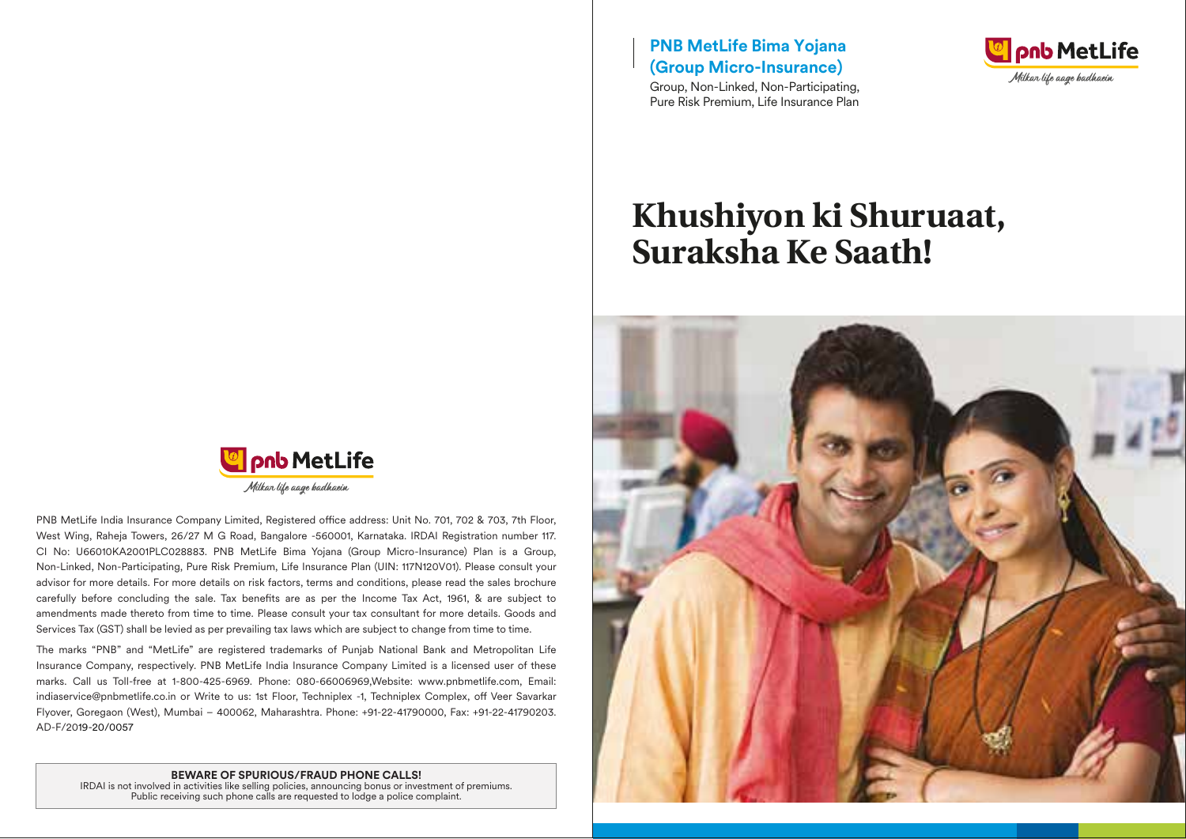PNB MetLife India Insurance Company Limited, Registered office address: Unit No. 701, 702 & 703, 7th Floor, West Wing, Raheja Towers, 26/27 M G Road, Bangalore -560001, Karnataka. IRDAI Registration number 117. CI No: U66010KA2001PLC028883. PNB MetLife Bima Yojana (Group Micro-Insurance) Plan is a Group, Non-Linked, Non-Participating, Pure Risk Premium, Life Insurance Plan (UIN: 117N120V01). Please consult your advisor for more details. For more details on risk factors, terms and conditions, please read the sales brochure carefully before concluding the sale. Tax benefits are as per the Income Tax Act, 1961, & are subject to amendments made thereto from time to time. Please consult your tax consultant for more details. Goods and Services Tax (GST) shall be levied as per prevailing tax laws which are subject to change from time to time.

The marks "PNB" and "MetLife" are registered trademarks of Punjab National Bank and Metropolitan Life Insurance Company, respectively. PNB MetLife India Insurance Company Limited is a licensed user of these marks. Call us Toll-free at 1-800-425-6969. Phone: 080-66006969,Website: www.pnbmetlife.com, Email: indiaservice@pnbmetlife.co.in or Write to us: 1st Floor, Techniplex -1, Techniplex Complex, off Veer Savarkar Flyover, Goregaon (West), Mumbai – 400062, Maharashtra. Phone: +91-22-41790000, Fax: +91-22-41790203. AD-F/2019-20/0057

**BEWARE OF SPURIOUS/FRAUD PHONE CALLS!**
IRDAI is not involved in activities like selling policies, announcing bonus or investment of premiums. Public receiving such phone calls are requested to lodge a police complaint.

## PNB MetLife Bima Yojana (Group Micro-Insurance)

Group, Non-Linked, Non-Participating, Pure Risk Premium, Life Insurance Plan

pnb MetLife
*Milkar life aage badhaein*

# Khushiyon ki Shuruaat, Suraksha Ke Saath!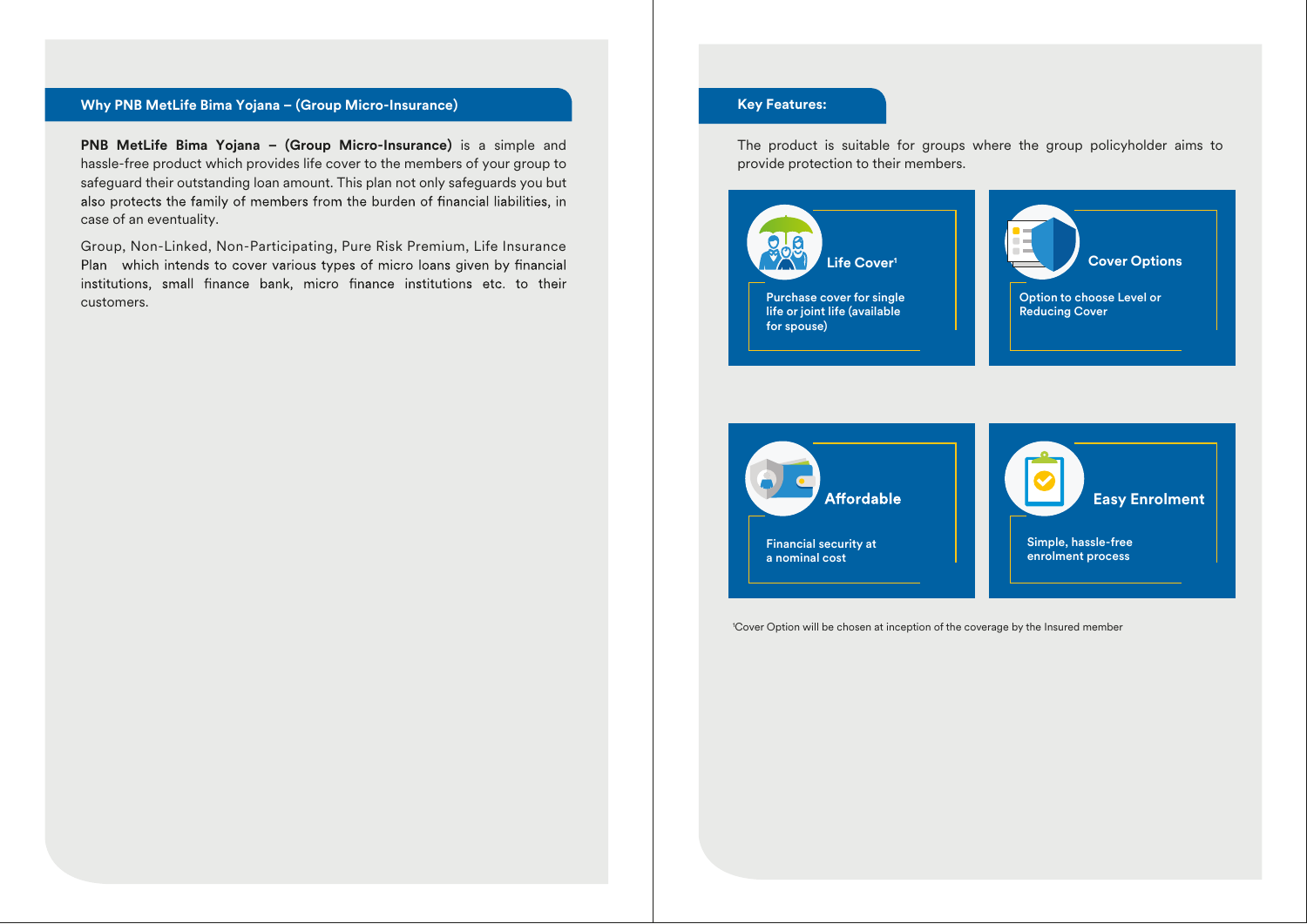## Why PNB MetLife Bima Yojana – (Group Micro-Insurance)

**PNB MetLife Bima Yojana – (Group Micro-Insurance)** is a simple and hassle-free product which provides life cover to the members of your group to safeguard their outstanding loan amount. This plan not only safeguards you but also protects the family of members from the burden of financial liabilities, in case of an eventuality.

Group, Non-Linked, Non-Participating, Pure Risk Premium, Life Insurance Plan which intends to cover various types of micro loans given by financial institutions, small finance bank, micro finance institutions etc. to their customers.

## Key Features:

The product is suitable for groups where the group policyholder aims to provide protection to their members.

### Life Cover[1]

Purchase cover for single life or joint life (available for spouse)

### Cover Options

Option to choose Level or Reducing Cover

### Affordable

Financial security at a nominal cost

### Easy Enrolment

Simple, hassle-free enrolment process

[1]Cover Option will be chosen at inception of the coverage by the Insured member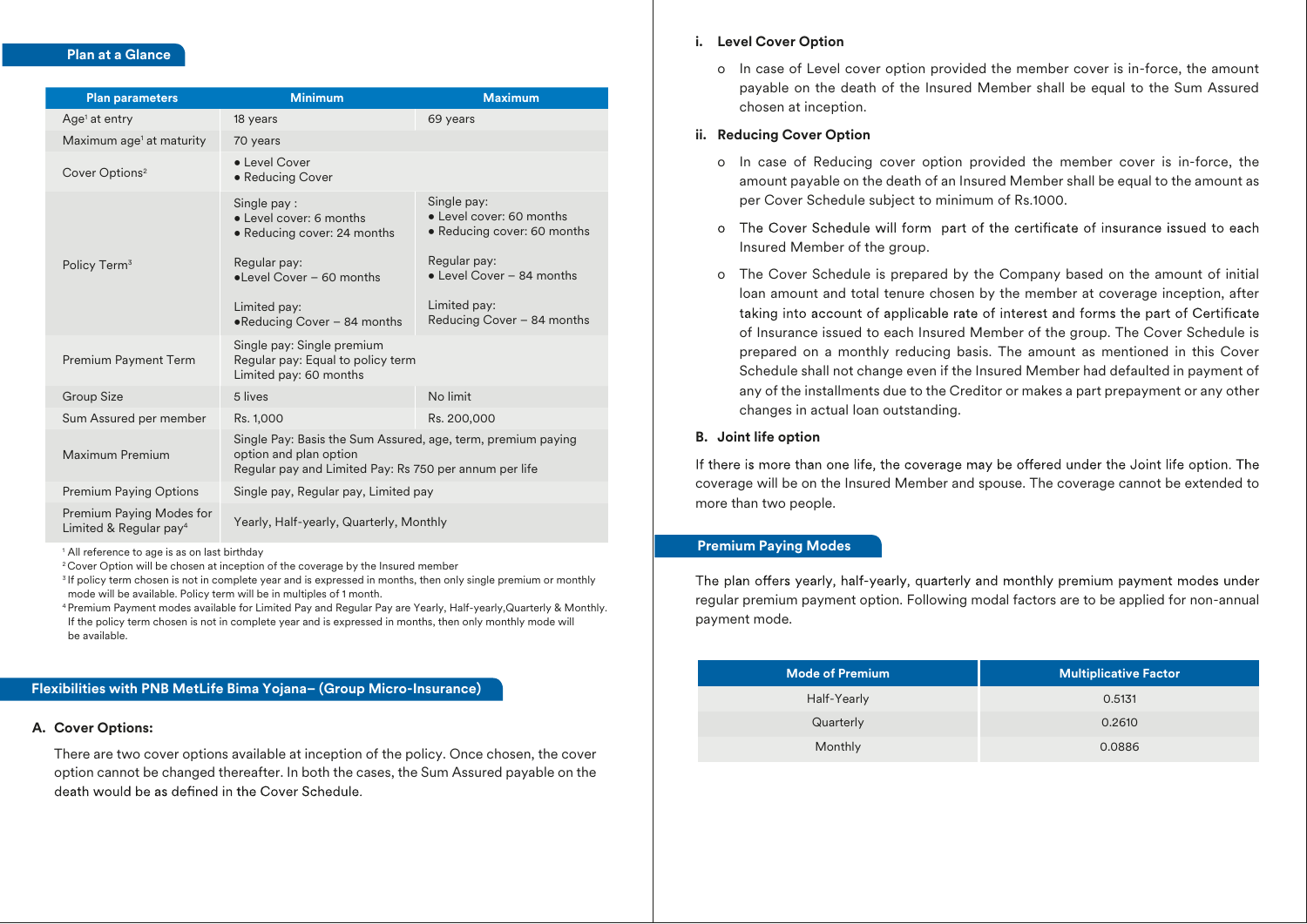## Plan at a Glance

| Plan parameters | Minimum | Maximum |
|---|---|---|
| Age[1] at entry | 18 years | 69 years |
| Maximum age[1] at maturity | 70 years | |
| Cover Options[2] | ● Level Cover<br>● Reducing Cover | |
| Policy Term[3] | Single pay :<br>● Level cover: 6 months<br>● Reducing cover: 24 months<br><br>Regular pay:<br>●Level Cover – 60 months<br><br>Limited pay:<br>●Reducing Cover – 84 months | Single pay:<br>● Level cover: 60 months<br>● Reducing cover: 60 months<br><br>Regular pay:<br>● Level Cover – 84 months<br><br>Limited pay:<br>Reducing Cover – 84 months |
| Premium Payment Term | Single pay: Single premium<br>Regular pay: Equal to policy term<br>Limited pay: 60 months | |
| Group Size | 5 lives | No limit |
| Sum Assured per member | Rs. 1,000 | Rs. 200,000 |
| Maximum Premium | Single Pay: Basis the Sum Assured, age, term, premium paying option and plan option<br>Regular pay and Limited Pay: Rs 750 per annum per life | |
| Premium Paying Options | Single pay, Regular pay, Limited pay | |
| Premium Paying Modes for Limited & Regular pay[4] | Yearly, Half-yearly, Quarterly, Monthly | |

[1] All reference to age is as on last birthday

[2] Cover Option will be chosen at inception of the coverage by the Insured member

[3] If policy term chosen is not in complete year and is expressed in months, then only single premium or monthly mode will be available. Policy term will be in multiples of 1 month.

[4] Premium Payment modes available for Limited Pay and Regular Pay are Yearly, Half-yearly,Quarterly & Monthly. If the policy term chosen is not in complete year and is expressed in months, then only monthly mode will be available.

## Flexibilities with PNB MetLife Bima Yojana– (Group Micro-Insurance)

### A. Cover Options:

There are two cover options available at inception of the policy. Once chosen, the cover option cannot be changed thereafter. In both the cases, the Sum Assured payable on the death would be as defined in the Cover Schedule.

**i. Level Cover Option**

- In case of Level cover option provided the member cover is in-force, the amount payable on the death of the Insured Member shall be equal to the Sum Assured chosen at inception.

**ii. Reducing Cover Option**

- In case of Reducing cover option provided the member cover is in-force, the amount payable on the death of an Insured Member shall be equal to the amount as per Cover Schedule subject to minimum of Rs.1000.
- The Cover Schedule will form part of the certificate of insurance issued to each Insured Member of the group.
- The Cover Schedule is prepared by the Company based on the amount of initial loan amount and total tenure chosen by the member at coverage inception, after taking into account of applicable rate of interest and forms the part of Certificate of Insurance issued to each Insured Member of the group. The Cover Schedule is prepared on a monthly reducing basis. The amount as mentioned in this Cover Schedule shall not change even if the Insured Member had defaulted in payment of any of the installments due to the Creditor or makes a part prepayment or any other changes in actual loan outstanding.

### B. Joint life option

If there is more than one life, the coverage may be offered under the Joint life option. The coverage will be on the Insured Member and spouse. The coverage cannot be extended to more than two people.

## Premium Paying Modes

The plan offers yearly, half-yearly, quarterly and monthly premium payment modes under regular premium payment option. Following modal factors are to be applied for non-annual payment mode.

| Mode of Premium | Multiplicative Factor |
|---|---|
| Half-Yearly | 0.5131 |
| Quarterly | 0.2610 |
| Monthly | 0.0886 |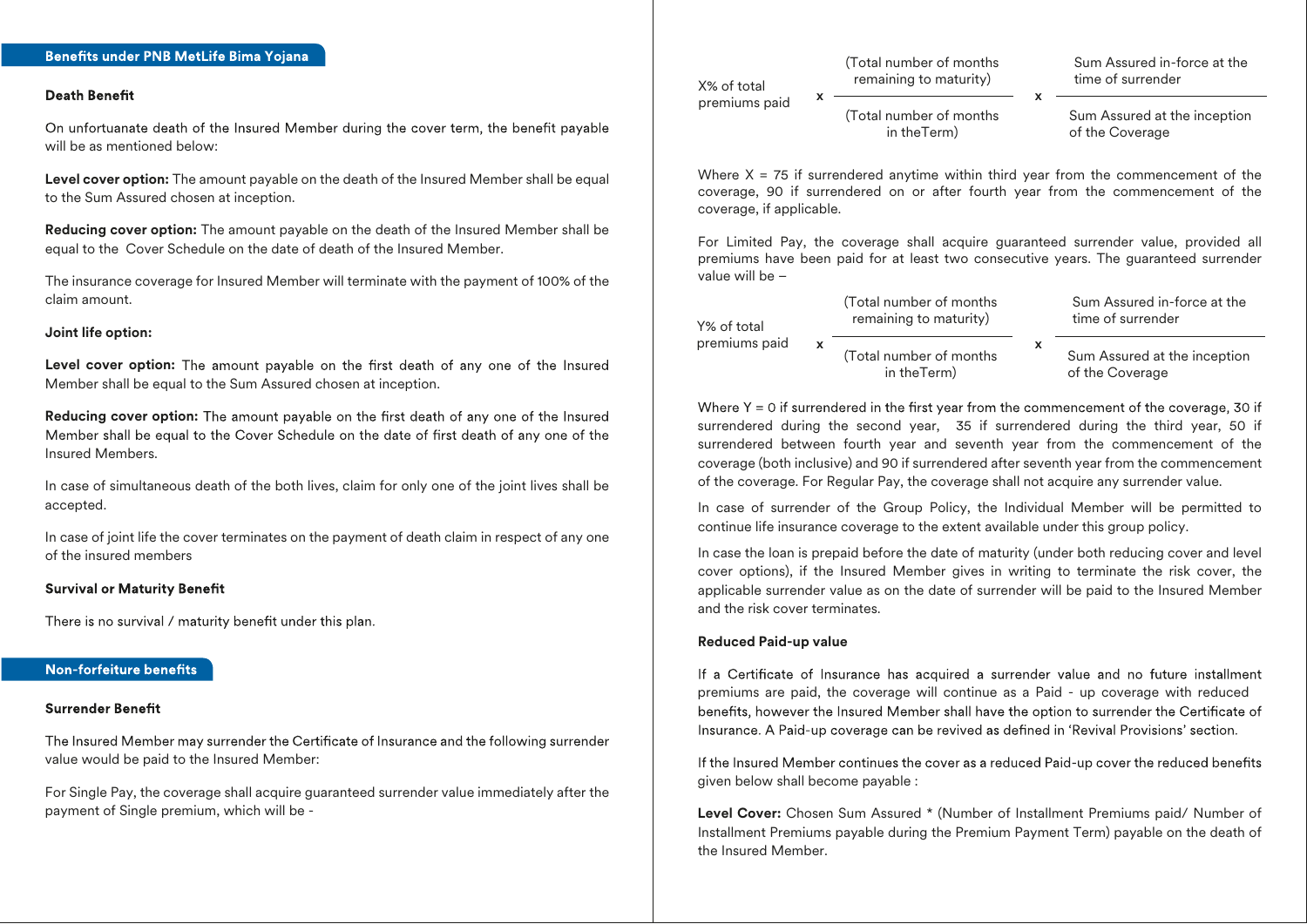## Benefits under PNB MetLife Bima Yojana

### Death Benefit

On unfortuanate death of the Insured Member during the cover term, the benefit payable will be as mentioned below:

**Level cover option:** The amount payable on the death of the Insured Member shall be equal to the Sum Assured chosen at inception.

**Reducing cover option:** The amount payable on the death of the Insured Member shall be equal to the Cover Schedule on the date of death of the Insured Member.

The insurance coverage for Insured Member will terminate with the payment of 100% of the claim amount.

**Joint life option:**

**Level cover option:** The amount payable on the first death of any one of the Insured Member shall be equal to the Sum Assured chosen at inception.

**Reducing cover option:** The amount payable on the first death of any one of the Insured Member shall be equal to the Cover Schedule on the date of first death of any one of the Insured Members.

In case of simultaneous death of the both lives, claim for only one of the joint lives shall be accepted.

In case of joint life the cover terminates on the payment of death claim in respect of any one of the insured members

### Survival or Maturity Benefit

There is no survival / maturity benefit under this plan.

## Non-forfeiture benefits

### Surrender Benefit

The Insured Member may surrender the Certificate of Insurance and the following surrender value would be paid to the Insured Member:

For Single Pay, the coverage shall acquire guaranteed surrender value immediately after the payment of Single premium, which will be -

$$\text{X\% of total premiums paid} \times \frac{\text{(Total number of months remaining to maturity)}}{\text{(Total number of months in theTerm)}} \times \frac{\text{Sum Assured in-force at the time of surrender}}{\text{Sum Assured at the inception of the Coverage}}$$

Where X = 75 if surrendered anytime within third year from the commencement of the coverage, 90 if surrendered on or after fourth year from the commencement of the coverage, if applicable.

For Limited Pay, the coverage shall acquire guaranteed surrender value, provided all premiums have been paid for at least two consecutive years. The guaranteed surrender value will be –

$$\text{Y\% of total premiums paid} \times \frac{\text{(Total number of months remaining to maturity)}}{\text{(Total number of months in theTerm)}} \times \frac{\text{Sum Assured in-force at the time of surrender}}{\text{Sum Assured at the inception of the Coverage}}$$

Where Y = 0 if surrendered in the first year from the commencement of the coverage, 30 if surrendered during the second year, 35 if surrendered during the third year, 50 if surrendered between fourth year and seventh year from the commencement of the coverage (both inclusive) and 90 if surrendered after seventh year from the commencement of the coverage. For Regular Pay, the coverage shall not acquire any surrender value.

In case of surrender of the Group Policy, the Individual Member will be permitted to continue life insurance coverage to the extent available under this group policy.

In case the loan is prepaid before the date of maturity (under both reducing cover and level cover options), if the Insured Member gives in writing to terminate the risk cover, the applicable surrender value as on the date of surrender will be paid to the Insured Member and the risk cover terminates.

### Reduced Paid-up value

If a Certificate of Insurance has acquired a surrender value and no future installment premiums are paid, the coverage will continue as a Paid - up coverage with reduced benefits, however the Insured Member shall have the option to surrender the Certificate of Insurance. A Paid-up coverage can be revived as defined in 'Revival Provisions' section.

If the Insured Member continues the cover as a reduced Paid-up cover the reduced benefits given below shall become payable :

**Level Cover:** Chosen Sum Assured * (Number of Installment Premiums paid/ Number of Installment Premiums payable during the Premium Payment Term) payable on the death of the Insured Member.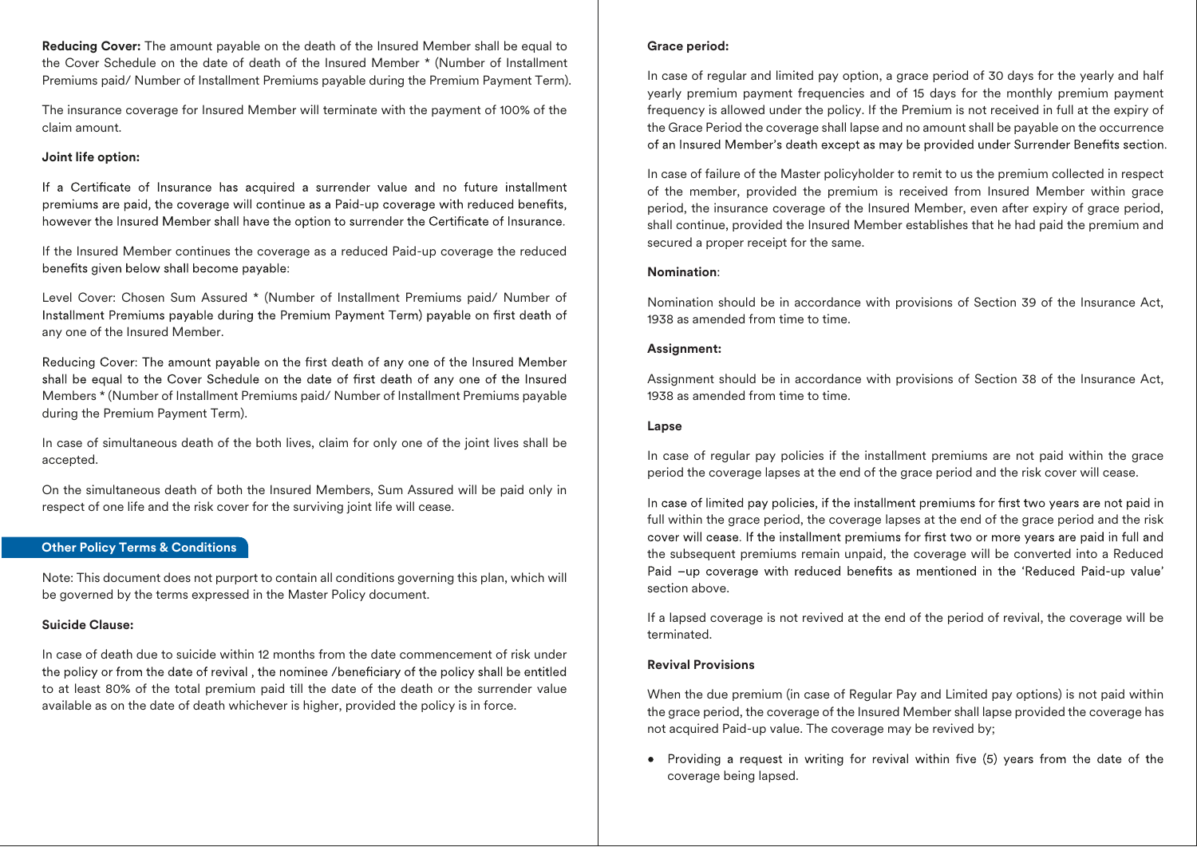**Reducing Cover:** The amount payable on the death of the Insured Member shall be equal to the Cover Schedule on the date of death of the Insured Member * (Number of Installment Premiums paid/ Number of Installment Premiums payable during the Premium Payment Term).

The insurance coverage for Insured Member will terminate with the payment of 100% of the claim amount.

**Joint life option:**

If a Certificate of Insurance has acquired a surrender value and no future installment premiums are paid, the coverage will continue as a Paid-up coverage with reduced benefits, however the Insured Member shall have the option to surrender the Certificate of Insurance.

If the Insured Member continues the coverage as a reduced Paid-up coverage the reduced benefits given below shall become payable:

Level Cover: Chosen Sum Assured * (Number of Installment Premiums paid/ Number of Installment Premiums payable during the Premium Payment Term) payable on first death of any one of the Insured Member.

Reducing Cover: The amount payable on the first death of any one of the Insured Member shall be equal to the Cover Schedule on the date of first death of any one of the Insured Members * (Number of Installment Premiums paid/ Number of Installment Premiums payable during the Premium Payment Term).

In case of simultaneous death of the both lives, claim for only one of the joint lives shall be accepted.

On the simultaneous death of both the Insured Members, Sum Assured will be paid only in respect of one life and the risk cover for the surviving joint life will cease.

## Other Policy Terms & Conditions

Note: This document does not purport to contain all conditions governing this plan, which will be governed by the terms expressed in the Master Policy document.

**Suicide Clause:**

In case of death due to suicide within 12 months from the date commencement of risk under the policy or from the date of revival , the nominee /beneficiary of the policy shall be entitled to at least 80% of the total premium paid till the date of the death or the surrender value available as on the date of death whichever is higher, provided the policy is in force.

**Grace period:**

In case of regular and limited pay option, a grace period of 30 days for the yearly and half yearly premium payment frequencies and of 15 days for the monthly premium payment frequency is allowed under the policy. If the Premium is not received in full at the expiry of the Grace Period the coverage shall lapse and no amount shall be payable on the occurrence of an Insured Member's death except as may be provided under Surrender Benefits section.

In case of failure of the Master policyholder to remit to us the premium collected in respect of the member, provided the premium is received from Insured Member within grace period, the insurance coverage of the Insured Member, even after expiry of grace period, shall continue, provided the Insured Member establishes that he had paid the premium and secured a proper receipt for the same.

**Nomination**:

Nomination should be in accordance with provisions of Section 39 of the Insurance Act, 1938 as amended from time to time.

**Assignment:**

Assignment should be in accordance with provisions of Section 38 of the Insurance Act, 1938 as amended from time to time.

**Lapse**

In case of regular pay policies if the installment premiums are not paid within the grace period the coverage lapses at the end of the grace period and the risk cover will cease.

In case of limited pay policies, if the installment premiums for first two years are not paid in full within the grace period, the coverage lapses at the end of the grace period and the risk cover will cease. If the installment premiums for first two or more years are paid in full and the subsequent premiums remain unpaid, the coverage will be converted into a Reduced Paid –up coverage with reduced benefits as mentioned in the 'Reduced Paid-up value' section above.

If a lapsed coverage is not revived at the end of the period of revival, the coverage will be terminated.

**Revival Provisions**

When the due premium (in case of Regular Pay and Limited pay options) is not paid within the grace period, the coverage of the Insured Member shall lapse provided the coverage has not acquired Paid-up value. The coverage may be revived by;

- Providing a request in writing for revival within five (5) years from the date of the coverage being lapsed.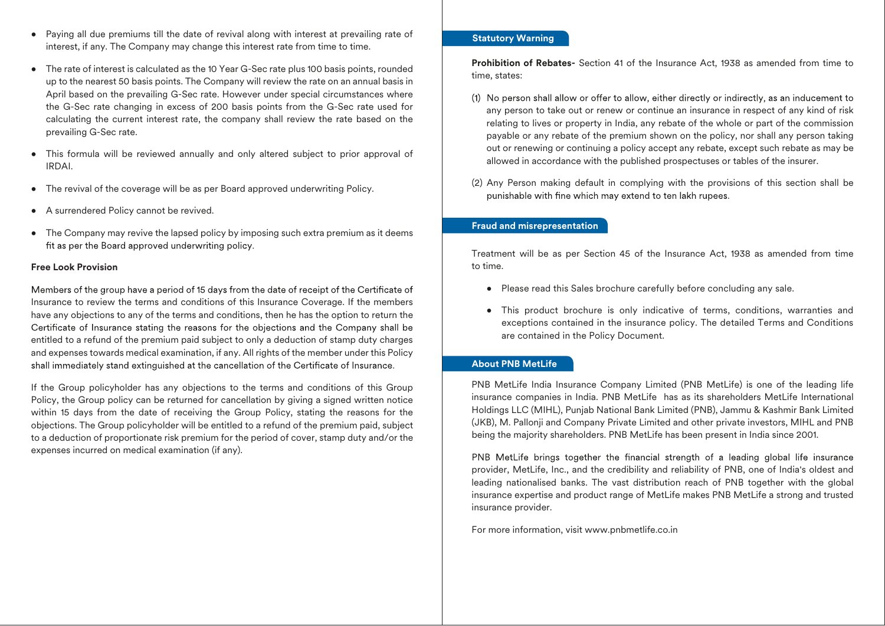- Paying all due premiums till the date of revival along with interest at prevailing rate of interest, if any. The Company may change this interest rate from time to time.
- The rate of interest is calculated as the 10 Year G-Sec rate plus 100 basis points, rounded up to the nearest 50 basis points. The Company will review the rate on an annual basis in April based on the prevailing G-Sec rate. However under special circumstances where the G-Sec rate changing in excess of 200 basis points from the G-Sec rate used for calculating the current interest rate, the company shall review the rate based on the prevailing G-Sec rate.
- This formula will be reviewed annually and only altered subject to prior approval of IRDAI.
- The revival of the coverage will be as per Board approved underwriting Policy.
- A surrendered Policy cannot be revived.
- The Company may revive the lapsed policy by imposing such extra premium as it deems fit as per the Board approved underwriting policy.

**Free Look Provision**

Members of the group have a period of 15 days from the date of receipt of the Certificate of Insurance to review the terms and conditions of this Insurance Coverage. If the members have any objections to any of the terms and conditions, then he has the option to return the Certificate of Insurance stating the reasons for the objections and the Company shall be entitled to a refund of the premium paid subject to only a deduction of stamp duty charges and expenses towards medical examination, if any. All rights of the member under this Policy shall immediately stand extinguished at the cancellation of the Certificate of Insurance.

If the Group policyholder has any objections to the terms and conditions of this Group Policy, the Group policy can be returned for cancellation by giving a signed written notice within 15 days from the date of receiving the Group Policy, stating the reasons for the objections. The Group policyholder will be entitled to a refund of the premium paid, subject to a deduction of proportionate risk premium for the period of cover, stamp duty and/or the expenses incurred on medical examination (if any).

## Statutory Warning

**Prohibition of Rebates-** Section 41 of the Insurance Act, 1938 as amended from time to time, states:

(1) No person shall allow or offer to allow, either directly or indirectly, as an inducement to any person to take out or renew or continue an insurance in respect of any kind of risk relating to lives or property in India, any rebate of the whole or part of the commission payable or any rebate of the premium shown on the policy, nor shall any person taking out or renewing or continuing a policy accept any rebate, except such rebate as may be allowed in accordance with the published prospectuses or tables of the insurer.

(2) Any Person making default in complying with the provisions of this section shall be punishable with fine which may extend to ten lakh rupees.

## Fraud and misrepresentation

Treatment will be as per Section 45 of the Insurance Act, 1938 as amended from time to time.

- Please read this Sales brochure carefully before concluding any sale.
- This product brochure is only indicative of terms, conditions, warranties and exceptions contained in the insurance policy. The detailed Terms and Conditions are contained in the Policy Document.

## About PNB MetLife

PNB MetLife India Insurance Company Limited (PNB MetLife) is one of the leading life insurance companies in India. PNB MetLife has as its shareholders MetLife International Holdings LLC (MIHL), Punjab National Bank Limited (PNB), Jammu & Kashmir Bank Limited (JKB), M. Pallonji and Company Private Limited and other private investors, MIHL and PNB being the majority shareholders. PNB MetLife has been present in India since 2001.

PNB MetLife brings together the financial strength of a leading global life insurance provider, MetLife, Inc., and the credibility and reliability of PNB, one of India's oldest and leading nationalised banks. The vast distribution reach of PNB together with the global insurance expertise and product range of MetLife makes PNB MetLife a strong and trusted insurance provider.

For more information, visit www.pnbmetlife.co.in